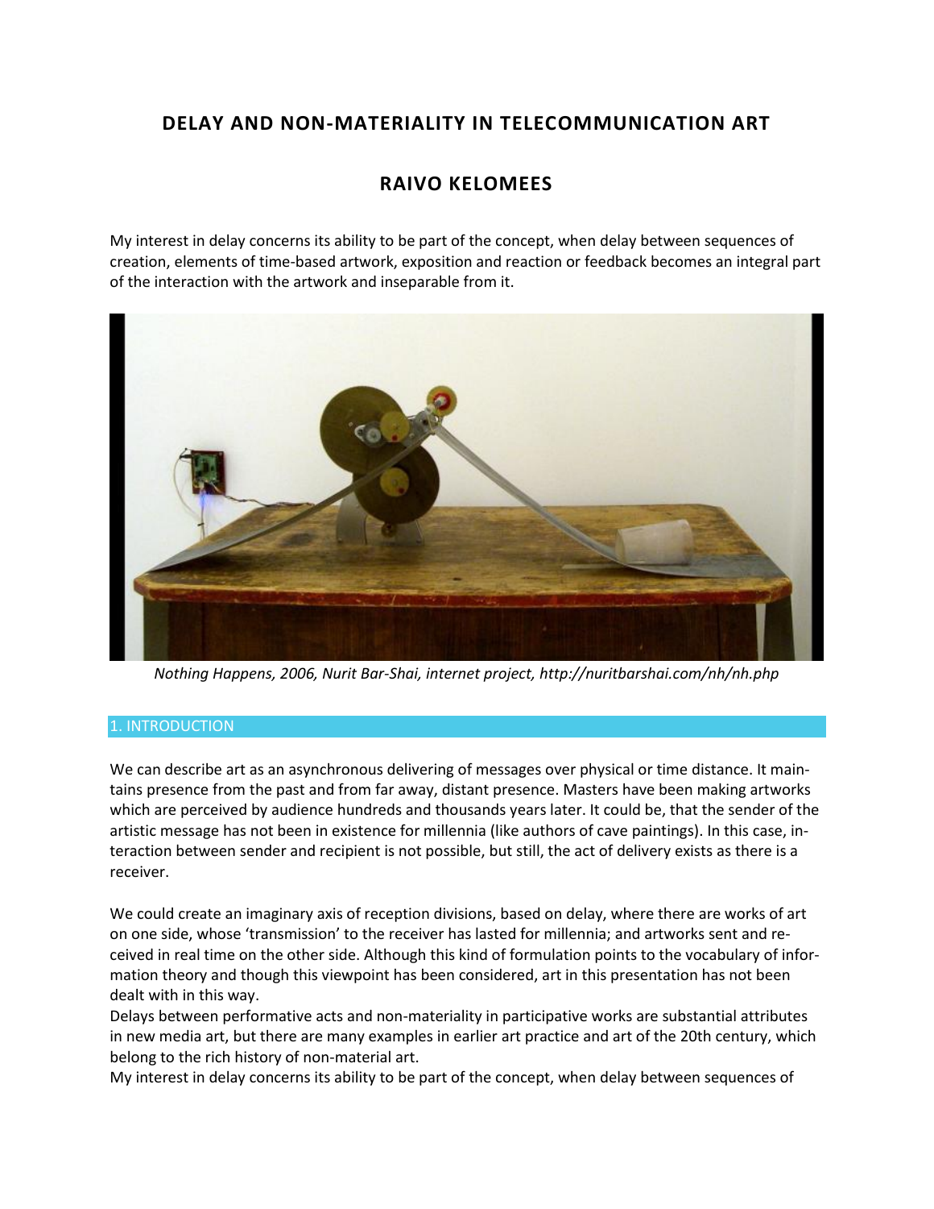# DELAY AND NON-MATERIALITY IN TELECOMMUNICATION ART

## RAIVO KELOMEES

My interest in delay concerns its ability to be part of the concept, when delay between sequences of creation, elements of time-based artwork, exposition and reaction or feedback becomes an integral part of the interaction with the artwork and inseparable from it.

*Nothing Happens, 2006, Nurit Bar-Shai, internet project, http://nuritbarshai.com/nh/nh.php*

## 1. INTRODUCTION

We can describe art as an asynchronous delivering of messages over physical or time distance. It maintains presence from the past and from far away, distant presence. Masters have been making artworks which are perceived by audience hundreds and thousands years later. It could be, that the sender of the artistic message has not been in existence for millennia (like authors of cave paintings). In this case, interaction between sender and recipient is not possible, but still, the act of delivery exists as there is a receiver.

We could create an imaginary axis of reception divisions, based on delay, where there are works of art on one side, whose 'transmission' to the receiver has lasted for millennia; and artworks sent and received in real time on the other side. Although this kind of formulation points to the vocabulary of information theory and though this viewpoint has been considered, art in this presentation has not been dealt with in this way.

Delays between performative acts and non-materiality in participative works are substantial attributes in new media art, but there are many examples in earlier art practice and art of the 20th century, which belong to the rich history of non-material art.

My interest in delay concerns its ability to be part of the concept, when delay between sequences of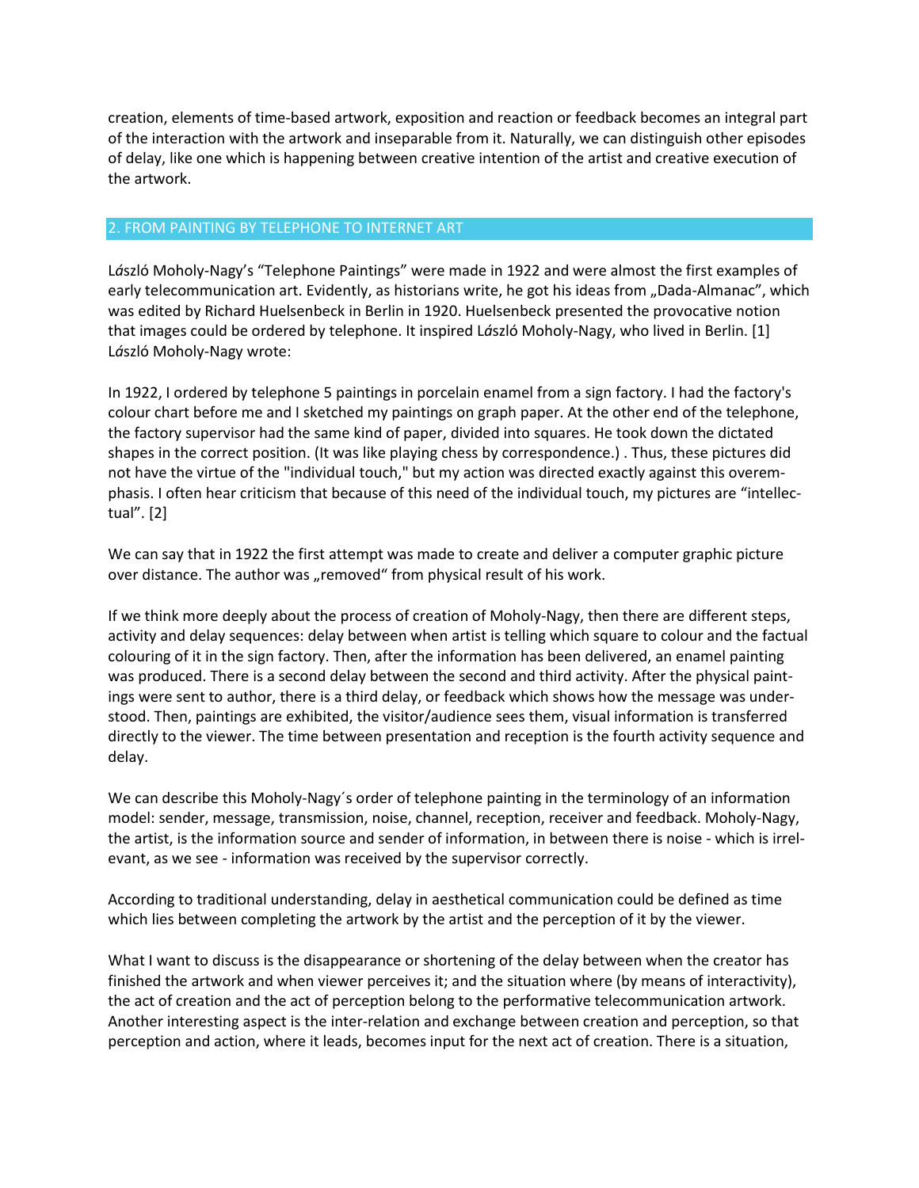creation, elements of time-based artwork, exposition and reaction or feedback becomes an integral part of the interaction with the artwork and inseparable from it. Naturally, we can distinguish other episodes of delay, like one which is happening between creative intention of the artist and creative execution of the artwork.

## 2. FROM PAINTING BY TELEPHONE TO INTERNET ART

László Moholy-Nagy's "Telephone Paintings" were made in 1922 and were almost the first examples of early telecommunication art. Evidently, as historians write, he got his ideas from „Dada-Almanac", which was edited by Richard Huelsenbeck in Berlin in 1920. Huelsenbeck presented the provocative notion that images could be ordered by telephone. It inspired László Moholy-Nagy, who lived in Berlin. [1] László Moholy-Nagy wrote:

In 1922, I ordered by telephone 5 paintings in porcelain enamel from a sign factory. I had the factory's colour chart before me and I sketched my paintings on graph paper. At the other end of the telephone, the factory supervisor had the same kind of paper, divided into squares. He took down the dictated shapes in the correct position. (It was like playing chess by correspondence.) . Thus, these pictures did not have the virtue of the "individual touch," but my action was directed exactly against this overemphasis. I often hear criticism that because of this need of the individual touch, my pictures are "intellectual". [2]

We can say that in 1922 the first attempt was made to create and deliver a computer graphic picture over distance. The author was „removed" from physical result of his work.

If we think more deeply about the process of creation of Moholy-Nagy, then there are different steps, activity and delay sequences: delay between when artist is telling which square to colour and the factual colouring of it in the sign factory. Then, after the information has been delivered, an enamel painting was produced. There is a second delay between the second and third activity. After the physical paintings were sent to author, there is a third delay, or feedback which shows how the message was understood. Then, paintings are exhibited, the visitor/audience sees them, visual information is transferred directly to the viewer. The time between presentation and reception is the fourth activity sequence and delay.

We can describe this Moholy-Nagy´s order of telephone painting in the terminology of an information model: sender, message, transmission, noise, channel, reception, receiver and feedback. Moholy-Nagy, the artist, is the information source and sender of information, in between there is noise - which is irrelevant, as we see - information was received by the supervisor correctly.

According to traditional understanding, delay in aesthetical communication could be defined as time which lies between completing the artwork by the artist and the perception of it by the viewer.

What I want to discuss is the disappearance or shortening of the delay between when the creator has finished the artwork and when viewer perceives it; and the situation where (by means of interactivity), the act of creation and the act of perception belong to the performative telecommunication artwork. Another interesting aspect is the inter-relation and exchange between creation and perception, so that perception and action, where it leads, becomes input for the next act of creation. There is a situation,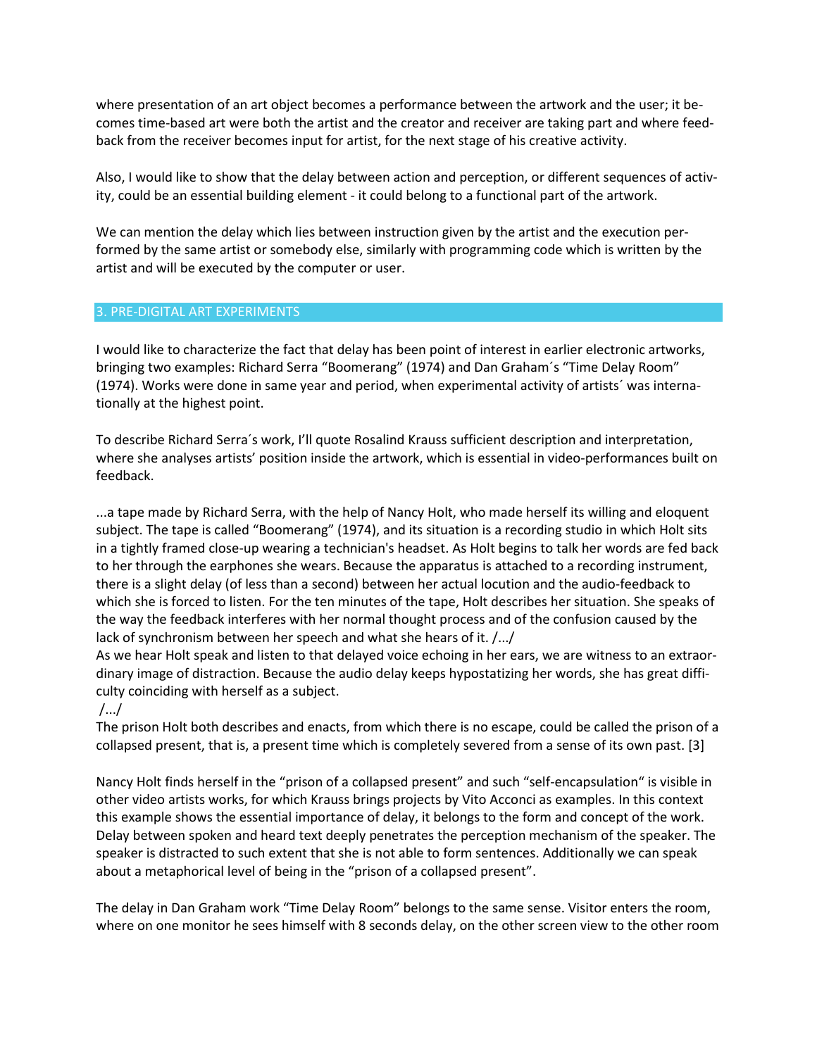where presentation of an art object becomes a performance between the artwork and the user; it becomes time-based art were both the artist and the creator and receiver are taking part and where feedback from the receiver becomes input for artist, for the next stage of his creative activity.

Also, I would like to show that the delay between action and perception, or different sequences of activity, could be an essential building element - it could belong to a functional part of the artwork.

We can mention the delay which lies between instruction given by the artist and the execution performed by the same artist or somebody else, similarly with programming code which is written by the artist and will be executed by the computer or user.

## 3. PRE-DIGITAL ART EXPERIMENTS

I would like to characterize the fact that delay has been point of interest in earlier electronic artworks, bringing two examples: Richard Serra "Boomerang" (1974) and Dan Graham´s "Time Delay Room" (1974). Works were done in same year and period, when experimental activity of artists´ was internationally at the highest point.

To describe Richard Serra´s work, I'll quote Rosalind Krauss sufficient description and interpretation, where she analyses artists' position inside the artwork, which is essential in video-performances built on feedback.

...a tape made by Richard Serra, with the help of Nancy Holt, who made herself its willing and eloquent subject. The tape is called "Boomerang" (1974), and its situation is a recording studio in which Holt sits in a tightly framed close-up wearing a technician's headset. As Holt begins to talk her words are fed back to her through the earphones she wears. Because the apparatus is attached to a recording instrument, there is a slight delay (of less than a second) between her actual locution and the audio-feedback to which she is forced to listen. For the ten minutes of the tape, Holt describes her situation. She speaks of the way the feedback interferes with her normal thought process and of the confusion caused by the lack of synchronism between her speech and what she hears of it. /.../
As we hear Holt speak and listen to that delayed voice echoing in her ears, we are witness to an extraordinary image of distraction. Because the audio delay keeps hypostatizing her words, she has great difficulty coinciding with herself as a subject.
/.../
The prison Holt both describes and enacts, from which there is no escape, could be called the prison of a collapsed present, that is, a present time which is completely severed from a sense of its own past. [3]

Nancy Holt finds herself in the "prison of a collapsed present" and such "self-encapsulation" is visible in other video artists works, for which Krauss brings projects by Vito Acconci as examples. In this context this example shows the essential importance of delay, it belongs to the form and concept of the work. Delay between spoken and heard text deeply penetrates the perception mechanism of the speaker. The speaker is distracted to such extent that she is not able to form sentences. Additionally we can speak about a metaphorical level of being in the "prison of a collapsed present".

The delay in Dan Graham work "Time Delay Room" belongs to the same sense. Visitor enters the room, where on one monitor he sees himself with 8 seconds delay, on the other screen view to the other room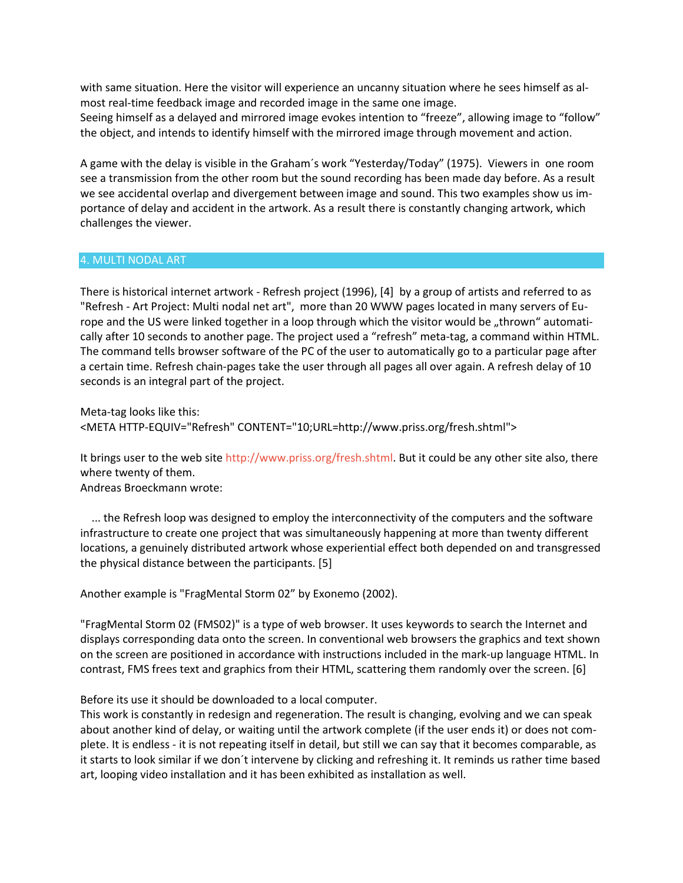with same situation. Here the visitor will experience an uncanny situation where he sees himself as almost real-time feedback image and recorded image in the same one image.
Seeing himself as a delayed and mirrored image evokes intention to “freeze”, allowing image to “follow” the object, and intends to identify himself with the mirrored image through movement and action.

A game with the delay is visible in the Graham´s work “Yesterday/Today” (1975). Viewers in one room see a transmission from the other room but the sound recording has been made day before. As a result we see accidental overlap and divergement between image and sound. This two examples show us importance of delay and accident in the artwork. As a result there is constantly changing artwork, which challenges the viewer.

## 4. MULTI NODAL ART

There is historical internet artwork - Refresh project (1996), [4] by a group of artists and referred to as "Refresh - Art Project: Multi nodal net art", more than 20 WWW pages located in many servers of Europe and the US were linked together in a loop through which the visitor would be „thrown“ automatically after 10 seconds to another page. The project used a “refresh” meta-tag, a command within HTML. The command tells browser software of the PC of the user to automatically go to a particular page after a certain time. Refresh chain-pages take the user through all pages all over again. A refresh delay of 10 seconds is an integral part of the project.

Meta-tag looks like this:

```
<META HTTP-EQUIV="Refresh" CONTENT="10;URL=http://www.priss.org/fresh.shtml">
```

It brings user to the web site http://www.priss.org/fresh.shtml. But it could be any other site also, there where twenty of them.
Andreas Broeckmann wrote:

> ... the Refresh loop was designed to employ the interconnectivity of the computers and the software infrastructure to create one project that was simultaneously happening at more than twenty different locations, a genuinely distributed artwork whose experiential effect both depended on and transgressed the physical distance between the participants. [5]

Another example is "FragMental Storm 02" by Exonemo (2002).

"FragMental Storm 02 (FMS02)" is a type of web browser. It uses keywords to search the Internet and displays corresponding data onto the screen. In conventional web browsers the graphics and text shown on the screen are positioned in accordance with instructions included in the mark-up language HTML. In contrast, FMS frees text and graphics from their HTML, scattering them randomly over the screen. [6]

Before its use it should be downloaded to a local computer.
This work is constantly in redesign and regeneration. The result is changing, evolving and we can speak about another kind of delay, or waiting until the artwork complete (if the user ends it) or does not complete. It is endless - it is not repeating itself in detail, but still we can say that it becomes comparable, as it starts to look similar if we don´t intervene by clicking and refreshing it. It reminds us rather time based art, looping video installation and it has been exhibited as installation as well.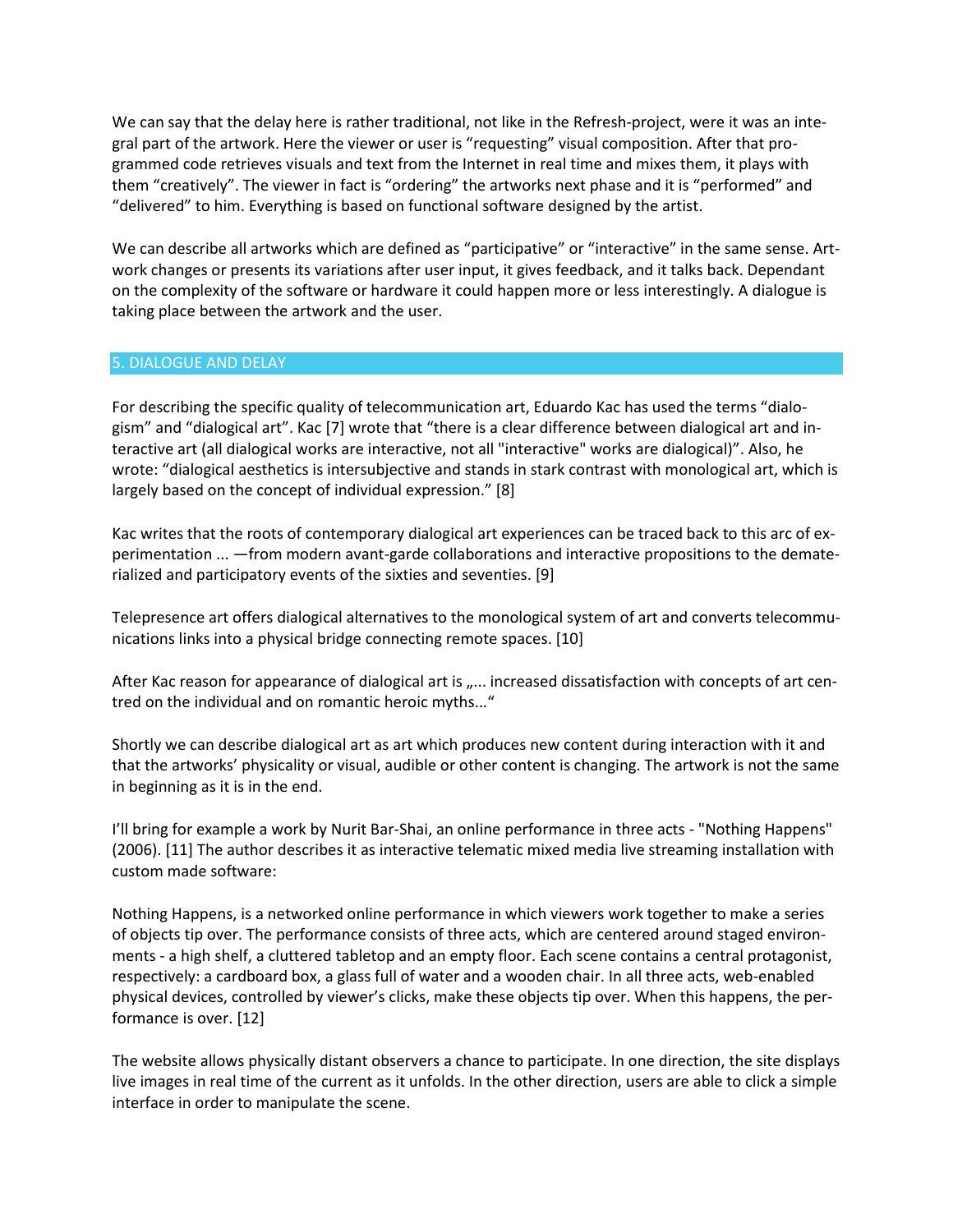We can say that the delay here is rather traditional, not like in the Refresh-project, were it was an integral part of the artwork. Here the viewer or user is "requesting" visual composition. After that programmed code retrieves visuals and text from the Internet in real time and mixes them, it plays with them "creatively". The viewer in fact is "ordering" the artworks next phase and it is "performed" and "delivered" to him. Everything is based on functional software designed by the artist.

We can describe all artworks which are defined as "participative" or "interactive" in the same sense. Artwork changes or presents its variations after user input, it gives feedback, and it talks back. Dependant on the complexity of the software or hardware it could happen more or less interestingly. A dialogue is taking place between the artwork and the user.

## 5. DIALOGUE AND DELAY

For describing the specific quality of telecommunication art, Eduardo Kac has used the terms "dialogism" and "dialogical art". Kac [7] wrote that "there is a clear difference between dialogical art and interactive art (all dialogical works are interactive, not all "interactive" works are dialogical)". Also, he wrote: "dialogical aesthetics is intersubjective and stands in stark contrast with monological art, which is largely based on the concept of individual expression." [8]

Kac writes that the roots of contemporary dialogical art experiences can be traced back to this arc of experimentation ... —from modern avant-garde collaborations and interactive propositions to the dematerialized and participatory events of the sixties and seventies. [9]

Telepresence art offers dialogical alternatives to the monological system of art and converts telecommunications links into a physical bridge connecting remote spaces. [10]

After Kac reason for appearance of dialogical art is „... increased dissatisfaction with concepts of art centred on the individual and on romantic heroic myths..."

Shortly we can describe dialogical art as art which produces new content during interaction with it and that the artworks' physicality or visual, audible or other content is changing. The artwork is not the same in beginning as it is in the end.

I'll bring for example a work by Nurit Bar-Shai, an online performance in three acts - "Nothing Happens" (2006). [11] The author describes it as interactive telematic mixed media live streaming installation with custom made software:

Nothing Happens, is a networked online performance in which viewers work together to make a series of objects tip over. The performance consists of three acts, which are centered around staged environments - a high shelf, a cluttered tabletop and an empty floor. Each scene contains a central protagonist, respectively: a cardboard box, a glass full of water and a wooden chair. In all three acts, web-enabled physical devices, controlled by viewer's clicks, make these objects tip over. When this happens, the performance is over. [12]

The website allows physically distant observers a chance to participate. In one direction, the site displays live images in real time of the current as it unfolds. In the other direction, users are able to click a simple interface in order to manipulate the scene.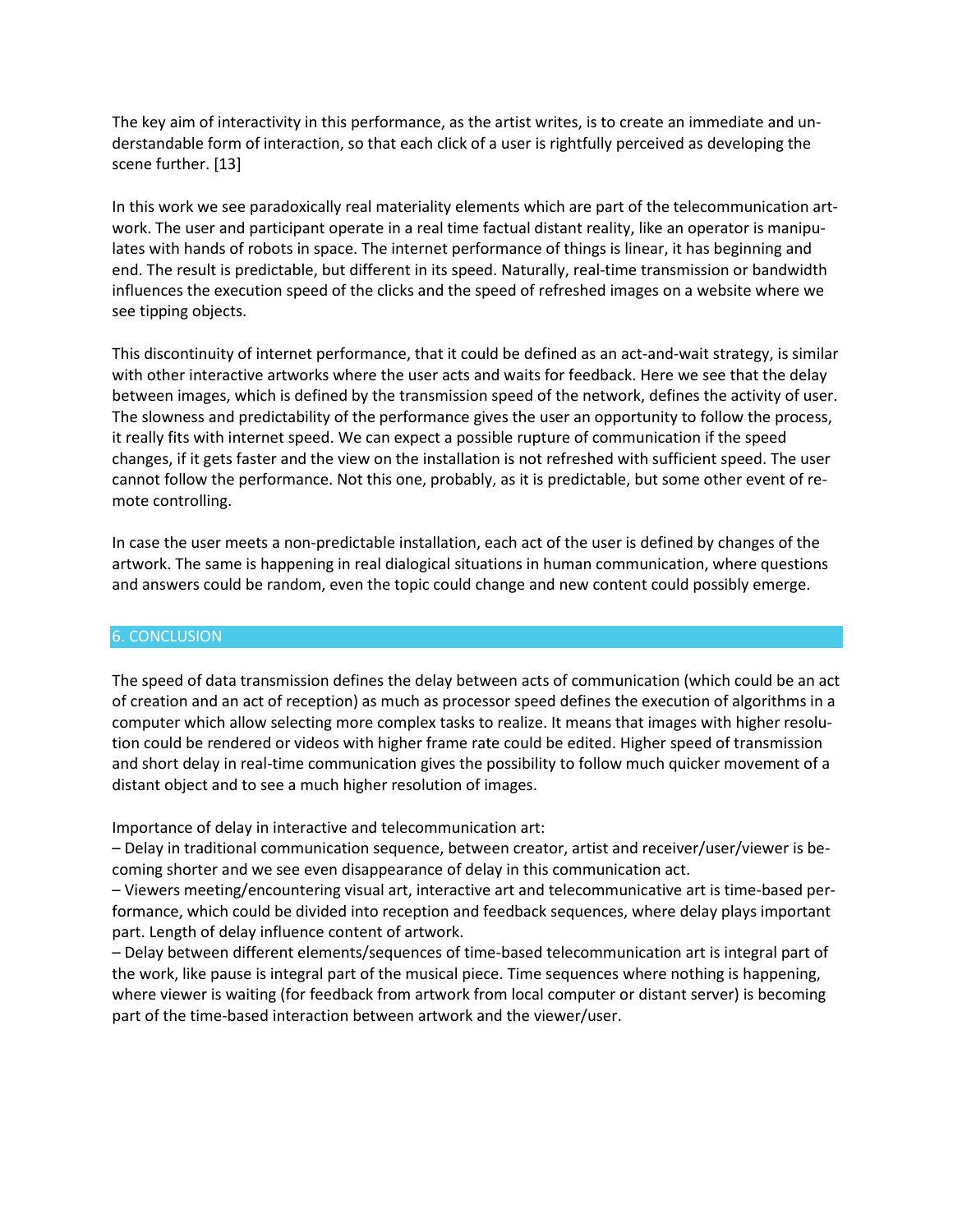The key aim of interactivity in this performance, as the artist writes, is to create an immediate and understandable form of interaction, so that each click of a user is rightfully perceived as developing the scene further. [13]

In this work we see paradoxically real materiality elements which are part of the telecommunication artwork. The user and participant operate in a real time factual distant reality, like an operator is manipulates with hands of robots in space. The internet performance of things is linear, it has beginning and end. The result is predictable, but different in its speed. Naturally, real-time transmission or bandwidth influences the execution speed of the clicks and the speed of refreshed images on a website where we see tipping objects.

This discontinuity of internet performance, that it could be defined as an act-and-wait strategy, is similar with other interactive artworks where the user acts and waits for feedback. Here we see that the delay between images, which is defined by the transmission speed of the network, defines the activity of user. The slowness and predictability of the performance gives the user an opportunity to follow the process, it really fits with internet speed. We can expect a possible rupture of communication if the speed changes, if it gets faster and the view on the installation is not refreshed with sufficient speed. The user cannot follow the performance. Not this one, probably, as it is predictable, but some other event of remote controlling.

In case the user meets a non-predictable installation, each act of the user is defined by changes of the artwork. The same is happening in real dialogical situations in human communication, where questions and answers could be random, even the topic could change and new content could possibly emerge.

## 6. CONCLUSION

The speed of data transmission defines the delay between acts of communication (which could be an act of creation and an act of reception) as much as processor speed defines the execution of algorithms in a computer which allow selecting more complex tasks to realize. It means that images with higher resolution could be rendered or videos with higher frame rate could be edited. Higher speed of transmission and short delay in real-time communication gives the possibility to follow much quicker movement of a distant object and to see a much higher resolution of images.

Importance of delay in interactive and telecommunication art:

– Delay in traditional communication sequence, between creator, artist and receiver/user/viewer is becoming shorter and we see even disappearance of delay in this communication act.

– Viewers meeting/encountering visual art, interactive art and telecommunicative art is time-based performance, which could be divided into reception and feedback sequences, where delay plays important part. Length of delay influence content of artwork.

– Delay between different elements/sequences of time-based telecommunication art is integral part of the work, like pause is integral part of the musical piece. Time sequences where nothing is happening, where viewer is waiting (for feedback from artwork from local computer or distant server) is becoming part of the time-based interaction between artwork and the viewer/user.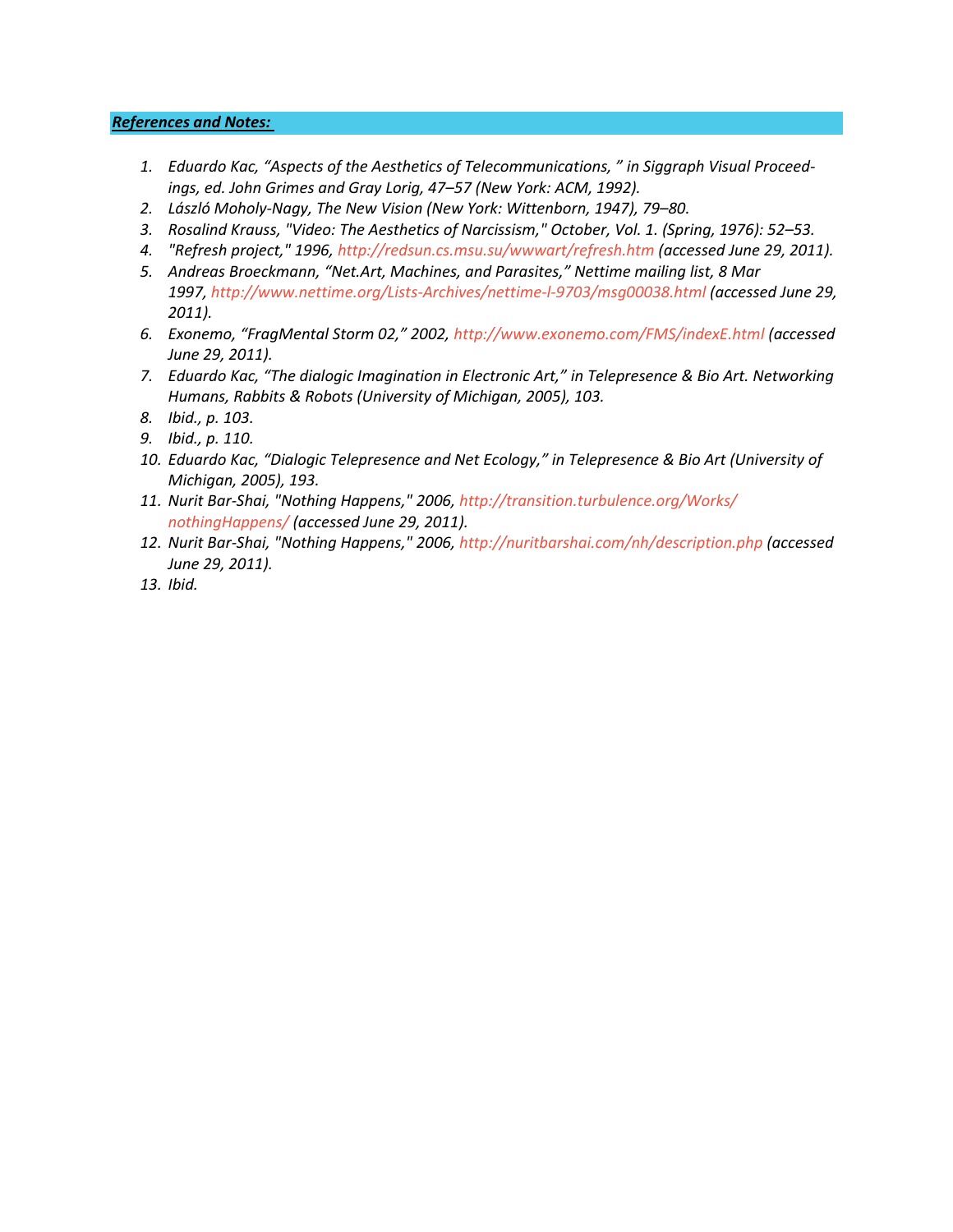***References and Notes:***

1. *Eduardo Kac, “Aspects of the Aesthetics of Telecommunications, ” in Siggraph Visual Proceedings, ed. John Grimes and Gray Lorig, 47–57 (New York: ACM, 1992).*
2. *László Moholy-Nagy, The New Vision (New York: Wittenborn, 1947), 79–80.*
3. *Rosalind Krauss, "Video: The Aesthetics of Narcissism," October, Vol. 1. (Spring, 1976): 52–53.*
4. *"Refresh project," 1996, http://redsun.cs.msu.su/wwwart/refresh.htm (accessed June 29, 2011).*
5. *Andreas Broeckmann, “Net.Art, Machines, and Parasites,” Nettime mailing list, 8 Mar 1997, http://www.nettime.org/Lists-Archives/nettime-l-9703/msg00038.html (accessed June 29, 2011).*
6. *Exonemo, “FragMental Storm 02,” 2002, http://www.exonemo.com/FMS/indexE.html (accessed June 29, 2011).*
7. *Eduardo Kac, “The dialogic Imagination in Electronic Art,” in Telepresence & Bio Art. Networking Humans, Rabbits & Robots (University of Michigan, 2005), 103.*
8. *Ibid., p. 103.*
9. *Ibid., p. 110.*
10. *Eduardo Kac, “Dialogic Telepresence and Net Ecology,” in Telepresence & Bio Art (University of Michigan, 2005), 193.*
11. *Nurit Bar-Shai, "Nothing Happens," 2006, http://transition.turbulence.org/Works/nothingHappens/ (accessed June 29, 2011).*
12. *Nurit Bar-Shai, "Nothing Happens," 2006, http://nuritbarshai.com/nh/description.php (accessed June 29, 2011).*
13. *Ibid.*